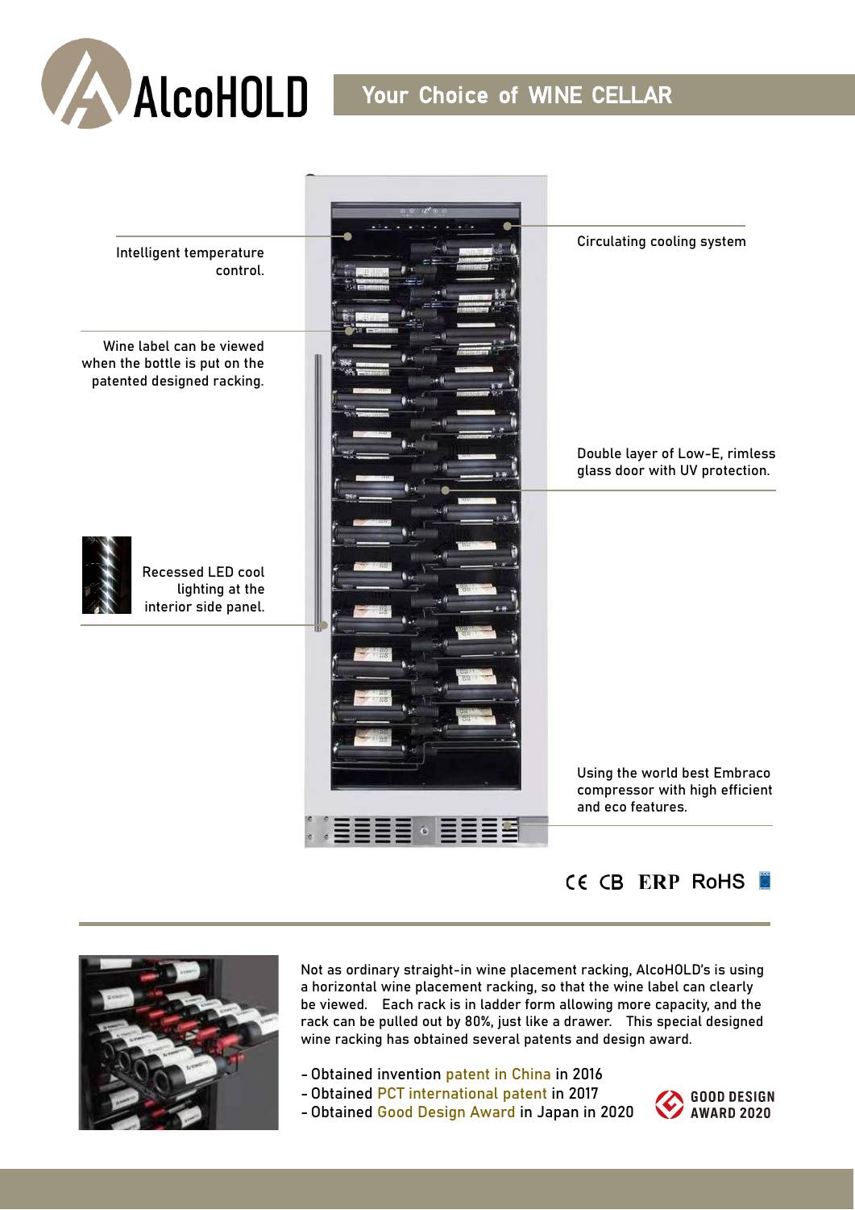# AlcoHOLD

## Your Choice of WINE CELLAR

Intelligent temperature control.

Wine label can be viewed when the bottle is put on the patented designed racking.

Recessed LED cool lighting at the interior side panel.

Circulating cooling system

Double layer of Low-E, rimless glass door with UV protection.

Using the world best Embraco compressor with high efficient and eco features.

CE CB ERP RoHS

---

Not as ordinary straight-in wine placement racking, AlcoHOLD's is using a horizontal wine placement racking, so that the wine label can clearly be viewed. Each rack is in ladder form allowing more capacity, and the rack can be pulled out by 80%, just like a drawer. This special designed wine racking has obtained several patents and design award.

- Obtained invention patent in China in 2016
- Obtained PCT international patent in 2017
- Obtained Good Design Award in Japan in 2020

GOOD DESIGN AWARD 2020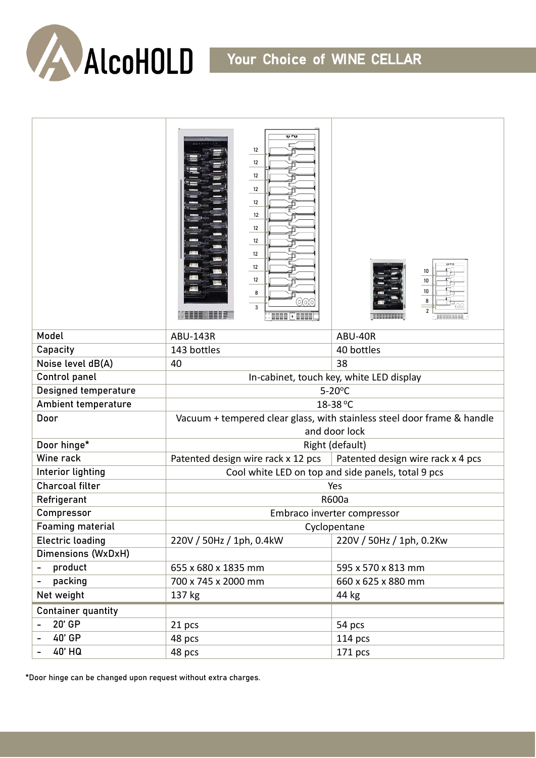AlcoHOLD

Your Choice of WINE CELLAR

| | | |
|---|---|---|
| Model | ABU-143R | ABU-40R |
| Capacity | 143 bottles | 40 bottles |
| Noise level dB(A) | 40 | 38 |
| Control panel | In-cabinet, touch key, white LED display | |
| Designed temperature | 5-20ºC | |
| Ambient temperature | 18-38 ºC | |
| Door | Vacuum + tempered clear glass, with stainless steel door frame & handle and door lock | |
| Door hinge* | Right (default) | |
| Wine rack | Patented design wire rack x 12 pcs | Patented design wire rack x 4 pcs |
| Interior lighting | Cool white LED on top and side panels, total 9 pcs | |
| Charcoal filter | Yes | |
| Refrigerant | R600a | |
| Compressor | Embraco inverter compressor | |
| Foaming material | Cyclopentane | |
| Electric loading | 220V / 50Hz / 1ph, 0.4kW | 220V / 50Hz / 1ph, 0.2Kw |
| Dimensions (WxDxH) | | |
| - product | 655 x 680 x 1835 mm | 595 x 570 x 813 mm |
| - packing | 700 x 745 x 2000 mm | 660 x 625 x 880 mm |
| Net weight | 137 kg | 44 kg |
| Container quantity | | |
| - 20' GP | 21 pcs | 54 pcs |
| - 40' GP | 48 pcs | 114 pcs |
| - 40' HQ | 48 pcs | 171 pcs |

*Door hinge can be changed upon request without extra charges.